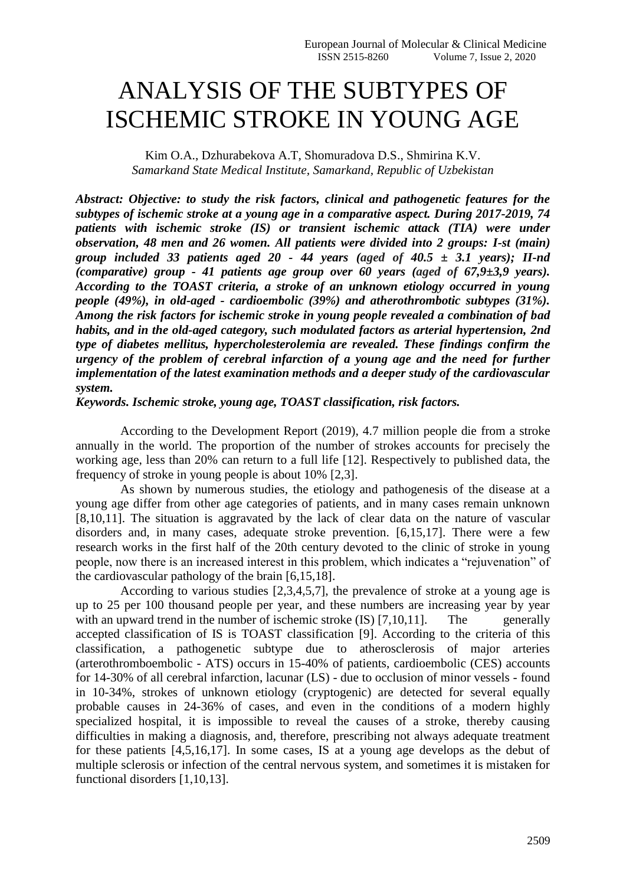# ANALYSIS OF THE SUBTYPES OF ISCHEMIC STROKE IN YOUNG AGE

Kim O.A., Dzhurabekova A.T, Shomuradova D.S., Shmirina K.V.
*Samarkand State Medical Institute, Samarkand, Republic of Uzbekistan*

***Abstract: Objective: to study the risk factors, clinical and pathogenetic features for the subtypes of ischemic stroke at a young age in a comparative aspect. During 2017-2019, 74 patients with ischemic stroke (IS) or transient ischemic attack (TIA) were under observation, 48 men and 26 women. All patients were divided into 2 groups: I-st (main) group included 33 patients aged 20 - 44 years (aged of 40.5 ± 3.1 years); II-nd (comparative) group - 41 patients age group over 60 years (aged of 67,9±3,9 years). According to the TOAST criteria, a stroke of an unknown etiology occurred in young people (49%), in old-aged - cardioembolic (39%) and atherothrombotic subtypes (31%). Among the risk factors for ischemic stroke in young people revealed a combination of bad habits, and in the old-aged category, such modulated factors as arterial hypertension, 2nd type of diabetes mellitus, hypercholesterolemia are revealed. These findings confirm the urgency of the problem of cerebral infarction of a young age and the need for further implementation of the latest examination methods and a deeper study of the cardiovascular system.***

***Keywords. Ischemic stroke, young age, TOAST classification, risk factors.***

According to the Development Report (2019), 4.7 million people die from a stroke annually in the world. The proportion of the number of strokes accounts for precisely the working age, less than 20% can return to a full life [12]. Respectively to published data, the frequency of stroke in young people is about 10% [2,3].

As shown by numerous studies, the etiology and pathogenesis of the disease at a young age differ from other age categories of patients, and in many cases remain unknown [8,10,11]. The situation is aggravated by the lack of clear data on the nature of vascular disorders and, in many cases, adequate stroke prevention. [6,15,17]. There were a few research works in the first half of the 20th century devoted to the clinic of stroke in young people, now there is an increased interest in this problem, which indicates a "rejuvenation" of the cardiovascular pathology of the brain [6,15,18].

According to various studies [2,3,4,5,7], the prevalence of stroke at a young age is up to 25 per 100 thousand people per year, and these numbers are increasing year by year with an upward trend in the number of ischemic stroke (IS) [7,10,11]. The generally accepted classification of IS is TOAST classification [9]. According to the criteria of this classification, a pathogenetic subtype due to atherosclerosis of major arteries (arterothromboembolic - ATS) occurs in 15-40% of patients, cardioembolic (CES) accounts for 14-30% of all cerebral infarction, lacunar (LS) - due to occlusion of minor vessels - found in 10-34%, strokes of unknown etiology (cryptogenic) are detected for several equally probable causes in 24-36% of cases, and even in the conditions of a modern highly specialized hospital, it is impossible to reveal the causes of a stroke, thereby causing difficulties in making a diagnosis, and, therefore, prescribing not always adequate treatment for these patients [4,5,16,17]. In some cases, IS at a young age develops as the debut of multiple sclerosis or infection of the central nervous system, and sometimes it is mistaken for functional disorders [1,10,13].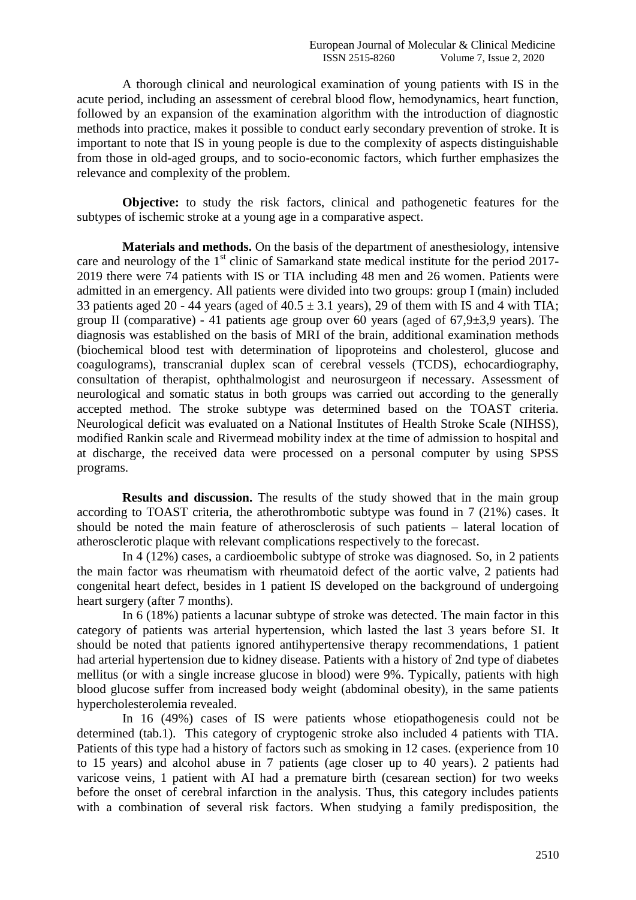A thorough clinical and neurological examination of young patients with IS in the acute period, including an assessment of cerebral blood flow, hemodynamics, heart function, followed by an expansion of the examination algorithm with the introduction of diagnostic methods into practice, makes it possible to conduct early secondary prevention of stroke. It is important to note that IS in young people is due to the complexity of aspects distinguishable from those in old-aged groups, and to socio-economic factors, which further emphasizes the relevance and complexity of the problem.

**Objective:** to study the risk factors, clinical and pathogenetic features for the subtypes of ischemic stroke at a young age in a comparative aspect.

**Materials and methods.** On the basis of the department of anesthesiology, intensive care and neurology of the 1st clinic of Samarkand state medical institute for the period 2017-2019 there were 74 patients with IS or TIA including 48 men and 26 women. Patients were admitted in an emergency. All patients were divided into two groups: group I (main) included 33 patients aged 20 - 44 years (aged of $40.5 \pm 3.1$ years), 29 of them with IS and 4 with TIA; group II (comparative) - 41 patients age group over 60 years (aged of $67{,}9 \pm 3{,}9$ years). The diagnosis was established on the basis of MRI of the brain, additional examination methods (biochemical blood test with determination of lipoproteins and cholesterol, glucose and coagulograms), transcranial duplex scan of cerebral vessels (TCDS), echocardiography, consultation of therapist, ophthalmologist and neurosurgeon if necessary. Assessment of neurological and somatic status in both groups was carried out according to the generally accepted method. The stroke subtype was determined based on the TOAST criteria. Neurological deficit was evaluated on a National Institutes of Health Stroke Scale (NIHSS), modified Rankin scale and Rivermead mobility index at the time of admission to hospital and at discharge, the received data were processed on a personal computer by using SPSS programs.

**Results and discussion.** The results of the study showed that in the main group according to TOAST criteria, the atherothrombotic subtype was found in 7 (21%) cases. It should be noted the main feature of atherosclerosis of such patients – lateral location of atherosclerotic plaque with relevant complications respectively to the forecast.

In 4 (12%) cases, a cardioembolic subtype of stroke was diagnosed. So, in 2 patients the main factor was rheumatism with rheumatoid defect of the aortic valve, 2 patients had congenital heart defect, besides in 1 patient IS developed on the background of undergoing heart surgery (after 7 months).

In 6 (18%) patients a lacunar subtype of stroke was detected. The main factor in this category of patients was arterial hypertension, which lasted the last 3 years before SI. It should be noted that patients ignored antihypertensive therapy recommendations, 1 patient had arterial hypertension due to kidney disease. Patients with a history of 2nd type of diabetes mellitus (or with a single increase glucose in blood) were 9%. Typically, patients with high blood glucose suffer from increased body weight (abdominal obesity), in the same patients hypercholesterolemia revealed.

In 16 (49%) cases of IS were patients whose etiopathogenesis could not be determined (tab.1). This category of cryptogenic stroke also included 4 patients with TIA. Patients of this type had a history of factors such as smoking in 12 cases. (experience from 10 to 15 years) and alcohol abuse in 7 patients (age closer up to 40 years). 2 patients had varicose veins, 1 patient with AI had a premature birth (cesarean section) for two weeks before the onset of cerebral infarction in the analysis. Thus, this category includes patients with a combination of several risk factors. When studying a family predisposition, the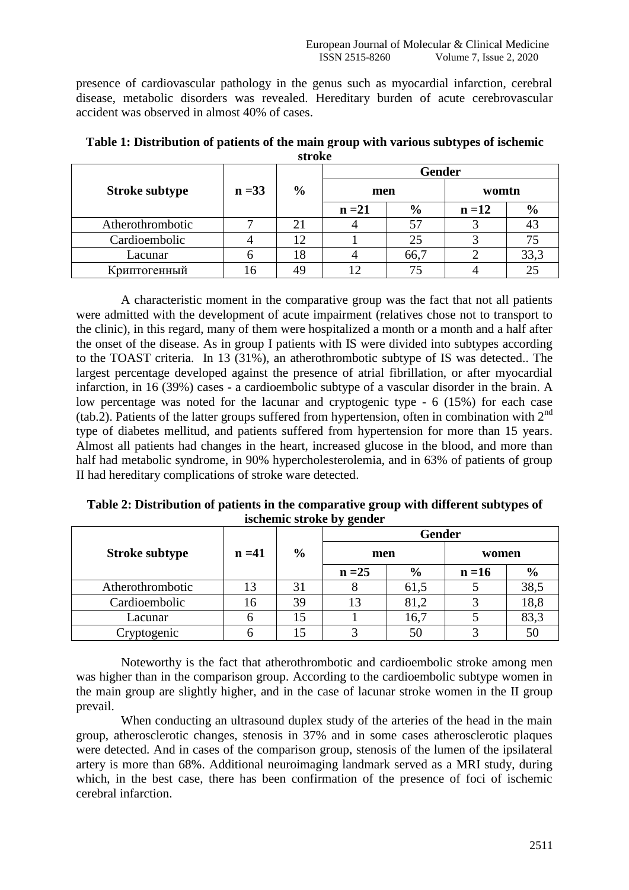presence of cardiovascular pathology in the genus such as myocardial infarction, cerebral disease, metabolic disorders was revealed. Hereditary burden of acute cerebrovascular accident was observed in almost 40% of cases.

**Table 1: Distribution of patients of the main group with various subtypes of ischemic stroke**

| Stroke subtype | n =33 | % | Gender | | | |
|---|---|---|---|---|---|---|
| | | | men | | womtn | |
| | | | n =21 | % | n =12 | % |
| Atherothrombotic | 7 | 21 | 4 | 57 | 3 | 43 |
| Cardioembolic | 4 | 12 | 1 | 25 | 3 | 75 |
| Lacunar | 6 | 18 | 4 | 66,7 | 2 | 33,3 |
| Криптогенный | 16 | 49 | 12 | 75 | 4 | 25 |

A characteristic moment in the comparative group was the fact that not all patients were admitted with the development of acute impairment (relatives chose not to transport to the clinic), in this regard, many of them were hospitalized a month or a month and a half after the onset of the disease. As in group I patients with IS were divided into subtypes according to the TOAST criteria. In 13 (31%), an atherothrombotic subtype of IS was detected.. The largest percentage developed against the presence of atrial fibrillation, or after myocardial infarction, in 16 (39%) cases - a cardioembolic subtype of a vascular disorder in the brain. A low percentage was noted for the lacunar and cryptogenic type - 6 (15%) for each case (tab.2). Patients of the latter groups suffered from hypertension, often in combination with 2[nd] type of diabetes mellitud, and patients suffered from hypertension for more than 15 years. Almost all patients had changes in the heart, increased glucose in the blood, and more than half had metabolic syndrome, in 90% hypercholesterolemia, and in 63% of patients of group II had hereditary complications of stroke ware detected.

**Table 2: Distribution of patients in the comparative group with different subtypes of ischemic stroke by gender**

| Stroke subtype | n =41 | % | Gender | | | |
|---|---|---|---|---|---|---|
| | | | men | | women | |
| | | | n =25 | % | n =16 | % |
| Atherothrombotic | 13 | 31 | 8 | 61,5 | 5 | 38,5 |
| Cardioembolic | 16 | 39 | 13 | 81,2 | 3 | 18,8 |
| Lacunar | 6 | 15 | 1 | 16,7 | 5 | 83,3 |
| Cryptogenic | 6 | 15 | 3 | 50 | 3 | 50 |

Noteworthy is the fact that atherothrombotic and cardioembolic stroke among men was higher than in the comparison group. According to the cardioembolic subtype women in the main group are slightly higher, and in the case of lacunar stroke women in the II group prevail.

When conducting an ultrasound duplex study of the arteries of the head in the main group, atherosclerotic changes, stenosis in 37% and in some cases atherosclerotic plaques were detected. And in cases of the comparison group, stenosis of the lumen of the ipsilateral artery is more than 68%. Additional neuroimaging landmark served as a MRI study, during which, in the best case, there has been confirmation of the presence of foci of ischemic cerebral infarction.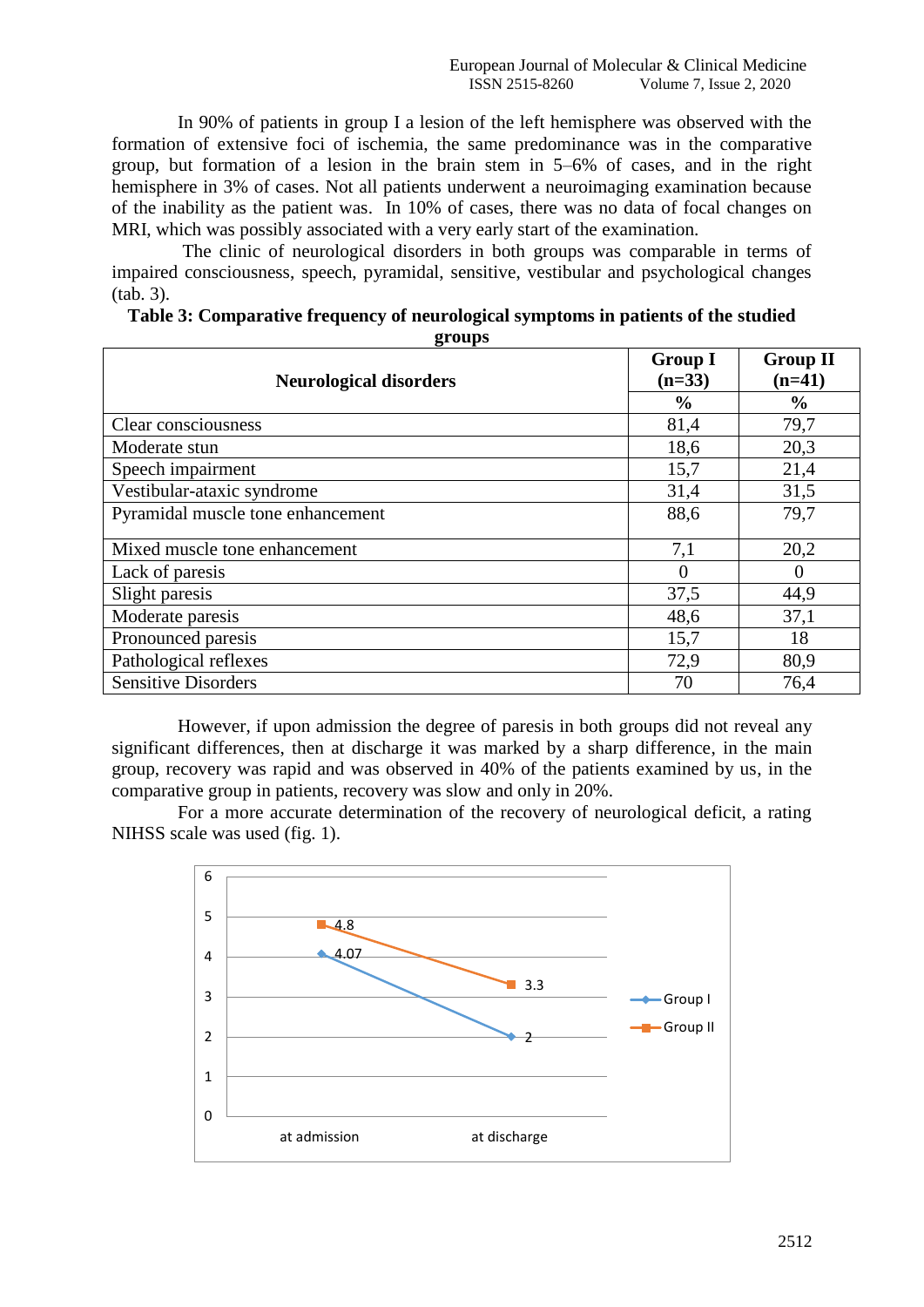In 90% of patients in group I a lesion of the left hemisphere was observed with the formation of extensive foci of ischemia, the same predominance was in the comparative group, but formation of a lesion in the brain stem in 5–6% of cases, and in the right hemisphere in 3% of cases. Not all patients underwent a neuroimaging examination because of the inability as the patient was. In 10% of cases, there was no data of focal changes on MRI, which was possibly associated with a very early start of the examination.

The clinic of neurological disorders in both groups was comparable in terms of impaired consciousness, speech, pyramidal, sensitive, vestibular and psychological changes (tab. 3).

**Table 3: Comparative frequency of neurological symptoms in patients of the studied groups**

| Neurological disorders | Group I (n=33) | Group II (n=41) |
|---|---|---|
| | % | % |
| Clear consciousness | 81,4 | 79,7 |
| Moderate stun | 18,6 | 20,3 |
| Speech impairment | 15,7 | 21,4 |
| Vestibular-ataxic syndrome | 31,4 | 31,5 |
| Pyramidal muscle tone enhancement | 88,6 | 79,7 |
| Mixed muscle tone enhancement | 7,1 | 20,2 |
| Lack of paresis | 0 | 0 |
| Slight paresis | 37,5 | 44,9 |
| Moderate paresis | 48,6 | 37,1 |
| Pronounced paresis | 15,7 | 18 |
| Pathological reflexes | 72,9 | 80,9 |
| Sensitive Disorders | 70 | 76,4 |

However, if upon admission the degree of paresis in both groups did not reveal any significant differences, then at discharge it was marked by a sharp difference, in the main group, recovery was rapid and was observed in 40% of the patients examined by us, in the comparative group in patients, recovery was slow and only in 20%.

For a more accurate determination of the recovery of neurological deficit, a rating NIHSS scale was used (fig. 1).

| | at admission | at discharge |
|---|---|---|
| Group I | 4.07 | 2 |
| Group II | 4.8 | 3.3 |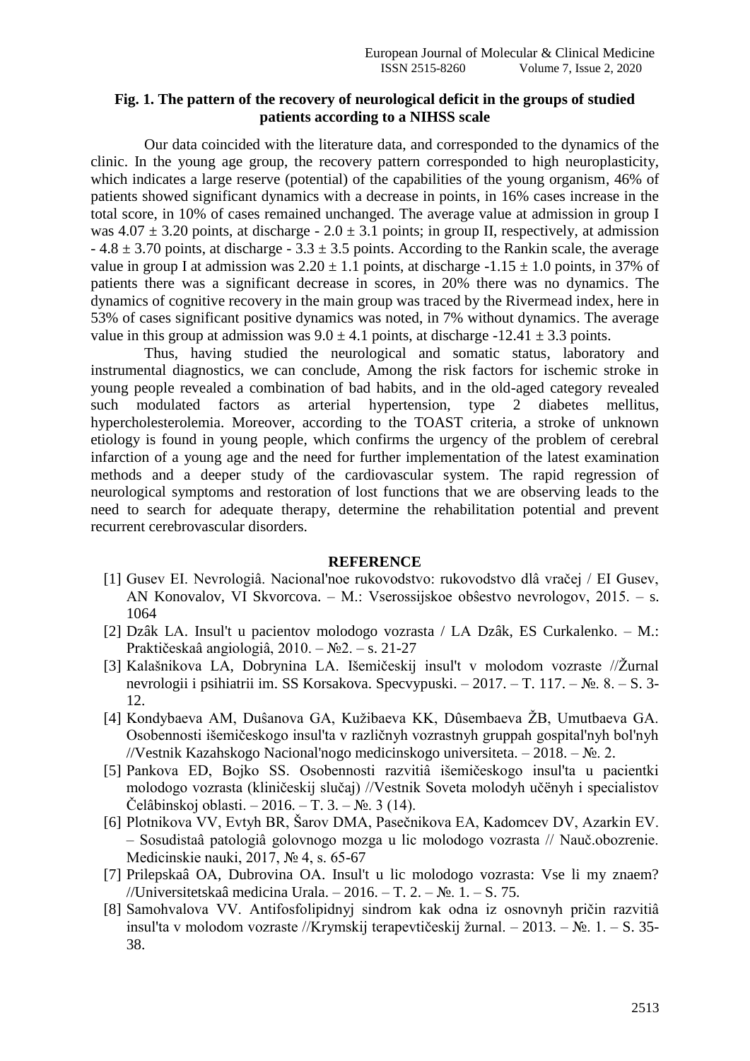**Fig. 1. The pattern of the recovery of neurological deficit in the groups of studied patients according to a NIHSS scale**

Our data coincided with the literature data, and corresponded to the dynamics of the clinic. In the young age group, the recovery pattern corresponded to high neuroplasticity, which indicates a large reserve (potential) of the capabilities of the young organism, 46% of patients showed significant dynamics with a decrease in points, in 16% cases increase in the total score, in 10% of cases remained unchanged. The average value at admission in group I was $4.07 \pm 3.20$ points, at discharge - $2.0 \pm 3.1$ points; in group II, respectively, at admission - $4.8 \pm 3.70$ points, at discharge - $3.3 \pm 3.5$ points. According to the Rankin scale, the average value in group I at admission was $2.20 \pm 1.1$ points, at discharge -$1.15 \pm 1.0$ points, in 37% of patients there was a significant decrease in scores, in 20% there was no dynamics. The dynamics of cognitive recovery in the main group was traced by the Rivermead index, here in 53% of cases significant positive dynamics was noted, in 7% without dynamics. The average value in this group at admission was $9.0 \pm 4.1$ points, at discharge -$12.41 \pm 3.3$ points.

Thus, having studied the neurological and somatic status, laboratory and instrumental diagnostics, we can conclude, Among the risk factors for ischemic stroke in young people revealed a combination of bad habits, and in the old-aged category revealed such modulated factors as arterial hypertension, type 2 diabetes mellitus, hypercholesterolemia. Moreover, according to the TOAST criteria, a stroke of unknown etiology is found in young people, which confirms the urgency of the problem of cerebral infarction of a young age and the need for further implementation of the latest examination methods and a deeper study of the cardiovascular system. The rapid regression of neurological symptoms and restoration of lost functions that we are observing leads to the need to search for adequate therapy, determine the rehabilitation potential and prevent recurrent cerebrovascular disorders.

## REFERENCE

[1] Gusev EI. Nevrologiâ. Nacional'noe rukovodstvo: rukovodstvo dlâ vračej / EI Gusev, AN Konovalov, VI Skvorcova. – M.: Vserossijskoe obŝestvo nevrologov, 2015. – s. 1064

[2] Dzâk LA. Insul't u pacientov molodogo vozrasta / LA Dzâk, ES Curkalenko. – M.: Praktičeskaâ angiologiâ, 2010. – №2. – s. 21-27

[3] Kalašnikova LA, Dobrynina LA. Išemičeskij insul't v molodom vozraste //Žurnal nevrologii i psihiatrii im. SS Korsakova. Specvypuski. – 2017. – T. 117. – №. 8. – S. 3-12.

[4] Kondybaeva AM, Duŝanova GA, Kužibaeva KK, Dûsembaeva ŽB, Umutbaeva GA. Osobennosti išemičeskogo insul'ta v različnyh vozrastnyh gruppah gospital'nyh bol'nyh //Vestnik Kazahskogo Nacional'nogo medicinskogo universiteta. – 2018. – №. 2.

[5] Pankova ED, Bojko SS. Osobennosti razvitiâ išemičeskogo insul'ta u pacientki molodogo vozrasta (kliničeskij slučaj) //Vestnik Soveta molodyh učënyh i specialistov Čelâbinskoj oblasti. – 2016. – T. 3. – №. 3 (14).

[6] Plotnikova VV, Evtyh BR, Šarov DMA, Pasečnikova EA, Kadomcev DV, Azarkin EV. – Sosudistaâ patologiâ golovnogo mozga u lic molodogo vozrasta // Nauč.obozrenie. Medicinskie nauki, 2017, № 4, s. 65-67

[7] Prilepskaâ OA, Dubrovina OA. Insul't u lic molodogo vozrasta: Vse li my znaem? //Universitetskaâ medicina Urala. – 2016. – T. 2. – №. 1. – S. 75.

[8] Samohvalova VV. Antifosfolipidnyj sindrom kak odna iz osnovnyh pričin razvitiâ insul'ta v molodom vozraste //Krymskij terapevtičeskij žurnal. – 2013. – №. 1. – S. 35-38.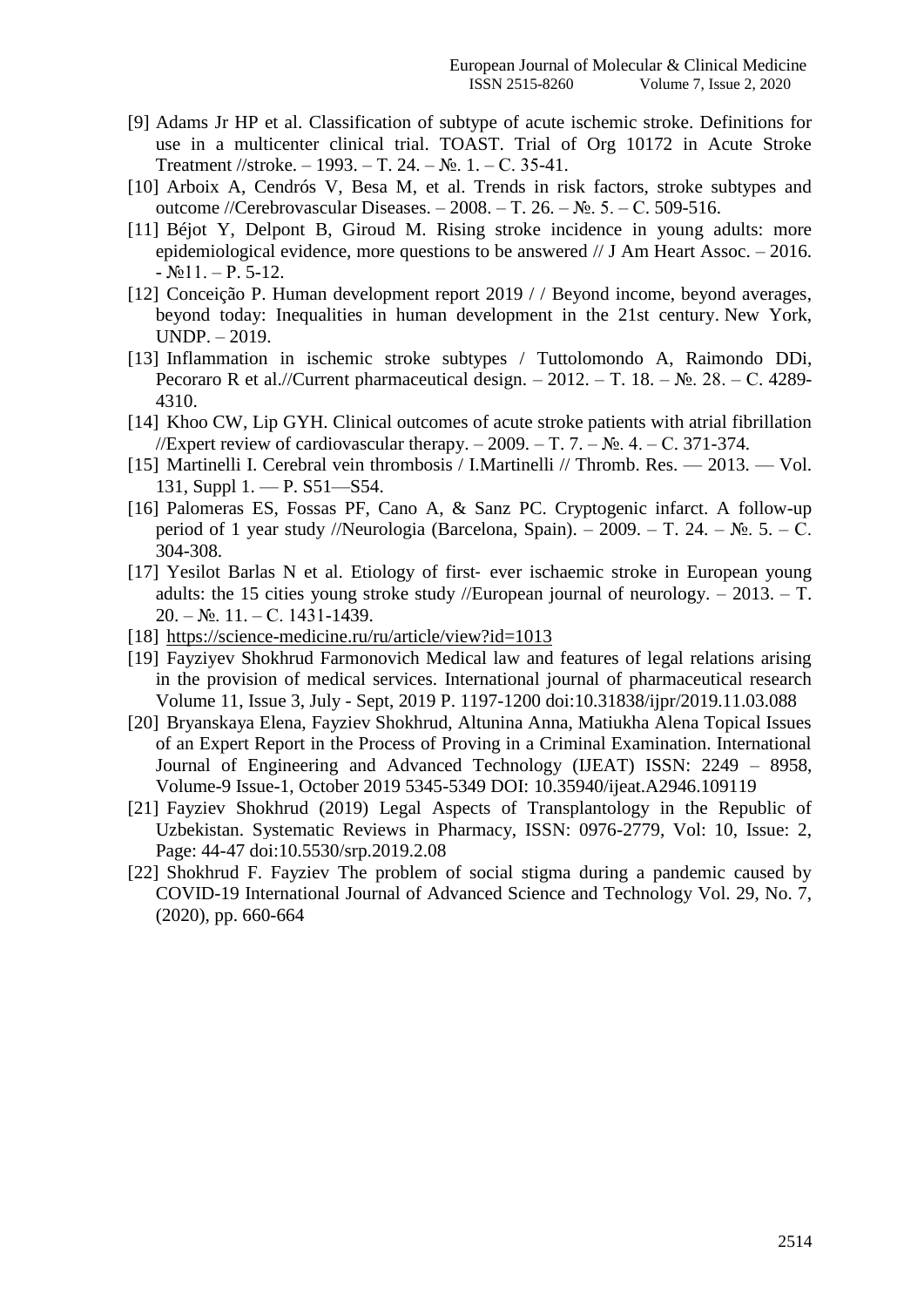[9] Adams Jr HP et al. Classification of subtype of acute ischemic stroke. Definitions for use in a multicenter clinical trial. TOAST. Trial of Org 10172 in Acute Stroke Treatment //stroke. – 1993. – T. 24. – №. 1. – С. 35-41.

[10] Arboix A, Cendrós V, Besa M, et al. Trends in risk factors, stroke subtypes and outcome //Cerebrovascular Diseases. – 2008. – T. 26. – №. 5. – С. 509-516.

[11] Béjot Y, Delpont B, Giroud M. Rising stroke incidence in young adults: more epidemiological evidence, more questions to be answered // J Am Heart Assoc. – 2016. - №11. – P. 5-12.

[12] Conceição P. Human development report 2019 / / Beyond income, beyond averages, beyond today: Inequalities in human development in the 21st century. New York, UNDP. – 2019.

[13] Inflammation in ischemic stroke subtypes / Tuttolomondo A, Raimondo DDi, Pecoraro R et al.//Current pharmaceutical design. – 2012. – T. 18. – №. 28. – С. 4289-4310.

[14] Khoo CW, Lip GYH. Clinical outcomes of acute stroke patients with atrial fibrillation //Expert review of cardiovascular therapy. – 2009. – T. 7. – №. 4. – С. 371-374.

[15] Martinelli I. Cerebral vein thrombosis / I.Martinelli // Thromb. Res. — 2013. — Vol. 131, Suppl 1. — P. S51—S54.

[16] Palomeras ES, Fossas PF, Cano A, & Sanz PC. Cryptogenic infarct. A follow-up period of 1 year study //Neurologia (Barcelona, Spain). – 2009. – T. 24. – №. 5. – С. 304-308.

[17] Yesilot Barlas N et al. Etiology of first‐ ever ischaemic stroke in European young adults: the 15 cities young stroke study //European journal of neurology. – 2013. – T. 20. – №. 11. – С. 1431-1439.

[18] https://science-medicine.ru/ru/article/view?id=1013

[19] Fayziyev Shokhrud Farmonovich Medical law and features of legal relations arising in the provision of medical services. International journal of pharmaceutical research Volume 11, Issue 3, July - Sept, 2019 P. 1197-1200 doi:10.31838/ijpr/2019.11.03.088

[20] Bryanskaya Elena, Fayziev Shokhrud, Altunina Anna, Matiukha Alena Topical Issues of an Expert Report in the Process of Proving in a Criminal Examination. International Journal of Engineering and Advanced Technology (IJEAT) ISSN: 2249 – 8958, Volume-9 Issue-1, October 2019 5345-5349 DOI: 10.35940/ijeat.A2946.109119

[21] Fayziev Shokhrud (2019) Legal Aspects of Transplantology in the Republic of Uzbekistan. Systematic Reviews in Pharmacy, ISSN: 0976-2779, Vol: 10, Issue: 2, Page: 44-47 doi:10.5530/srp.2019.2.08

[22] Shokhrud F. Fayziev The problem of social stigma during a pandemic caused by COVID-19 International Journal of Advanced Science and Technology Vol. 29, No. 7, (2020), pp. 660-664